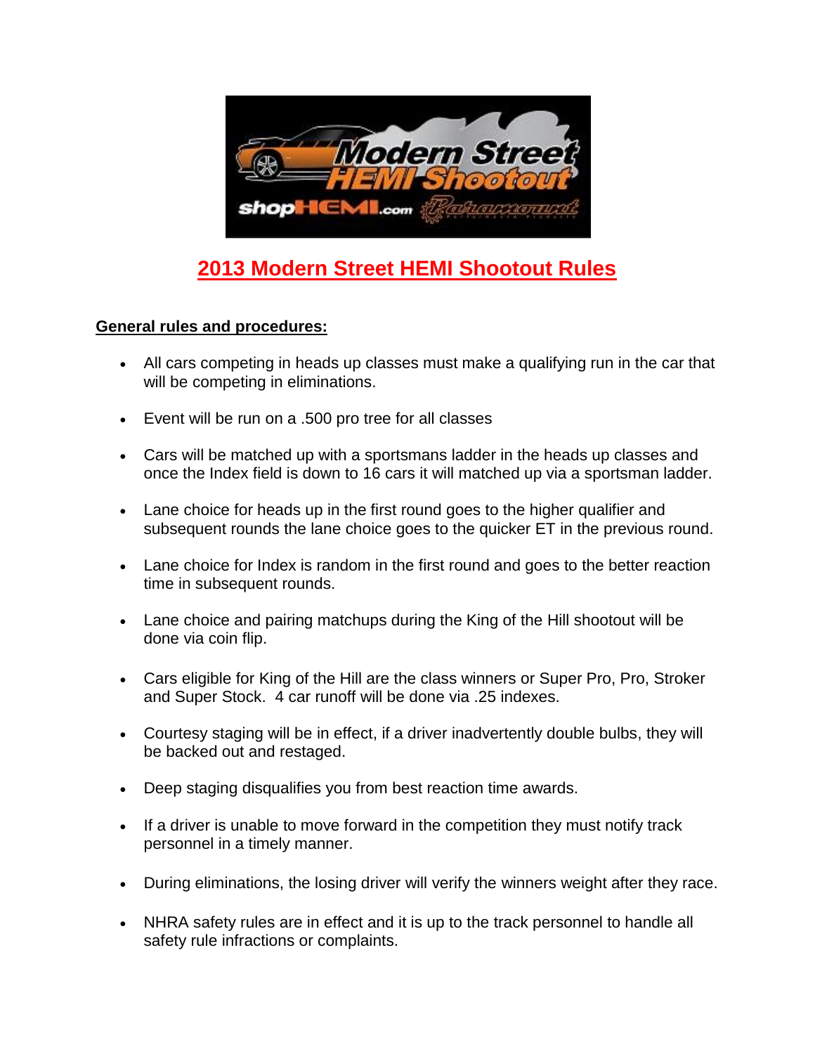# 2013 Modern Street HEMI Shootout Rules

## General rules and procedures:

- All cars competing in heads up classes must make a qualifying run in the car that will be competing in eliminations.
- Event will be run on a .500 pro tree for all classes
- Cars will be matched up with a sportsmans ladder in the heads up classes and once the Index field is down to 16 cars it will matched up via a sportsman ladder.
- Lane choice for heads up in the first round goes to the higher qualifier and subsequent rounds the lane choice goes to the quicker ET in the previous round.
- Lane choice for Index is random in the first round and goes to the better reaction time in subsequent rounds.
- Lane choice and pairing matchups during the King of the Hill shootout will be done via coin flip.
- Cars eligible for King of the Hill are the class winners or Super Pro, Pro, Stroker and Super Stock. 4 car runoff will be done via .25 indexes.
- Courtesy staging will be in effect, if a driver inadvertently double bulbs, they will be backed out and restaged.
- Deep staging disqualifies you from best reaction time awards.
- If a driver is unable to move forward in the competition they must notify track personnel in a timely manner.
- During eliminations, the losing driver will verify the winners weight after they race.
- NHRA safety rules are in effect and it is up to the track personnel to handle all safety rule infractions or complaints.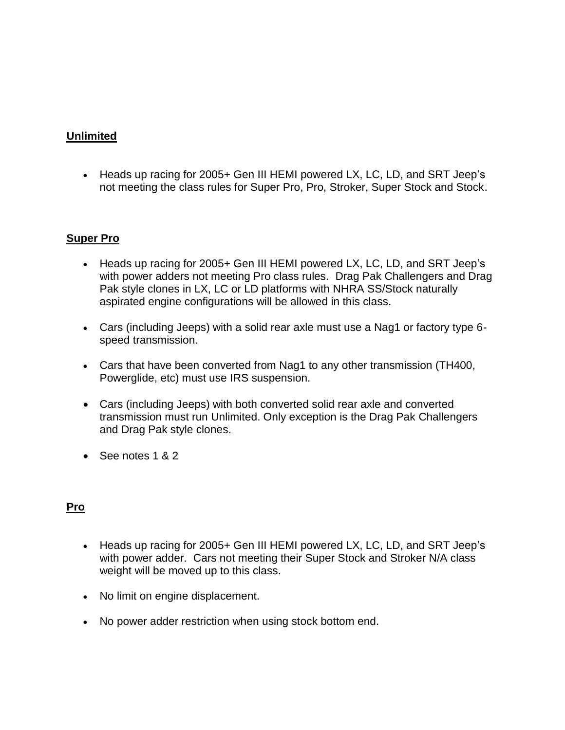## Unlimited

- Heads up racing for 2005+ Gen III HEMI powered LX, LC, LD, and SRT Jeep's not meeting the class rules for Super Pro, Pro, Stroker, Super Stock and Stock.

## Super Pro

- Heads up racing for 2005+ Gen III HEMI powered LX, LC, LD, and SRT Jeep's with power adders not meeting Pro class rules. Drag Pak Challengers and Drag Pak style clones in LX, LC or LD platforms with NHRA SS/Stock naturally aspirated engine configurations will be allowed in this class.

- Cars (including Jeeps) with a solid rear axle must use a Nag1 or factory type 6-speed transmission.

- Cars that have been converted from Nag1 to any other transmission (TH400, Powerglide, etc) must use IRS suspension.

- Cars (including Jeeps) with both converted solid rear axle and converted transmission must run Unlimited. Only exception is the Drag Pak Challengers and Drag Pak style clones.

- See notes 1 & 2

## Pro

- Heads up racing for 2005+ Gen III HEMI powered LX, LC, LD, and SRT Jeep's with power adder. Cars not meeting their Super Stock and Stroker N/A class weight will be moved up to this class.

- No limit on engine displacement.

- No power adder restriction when using stock bottom end.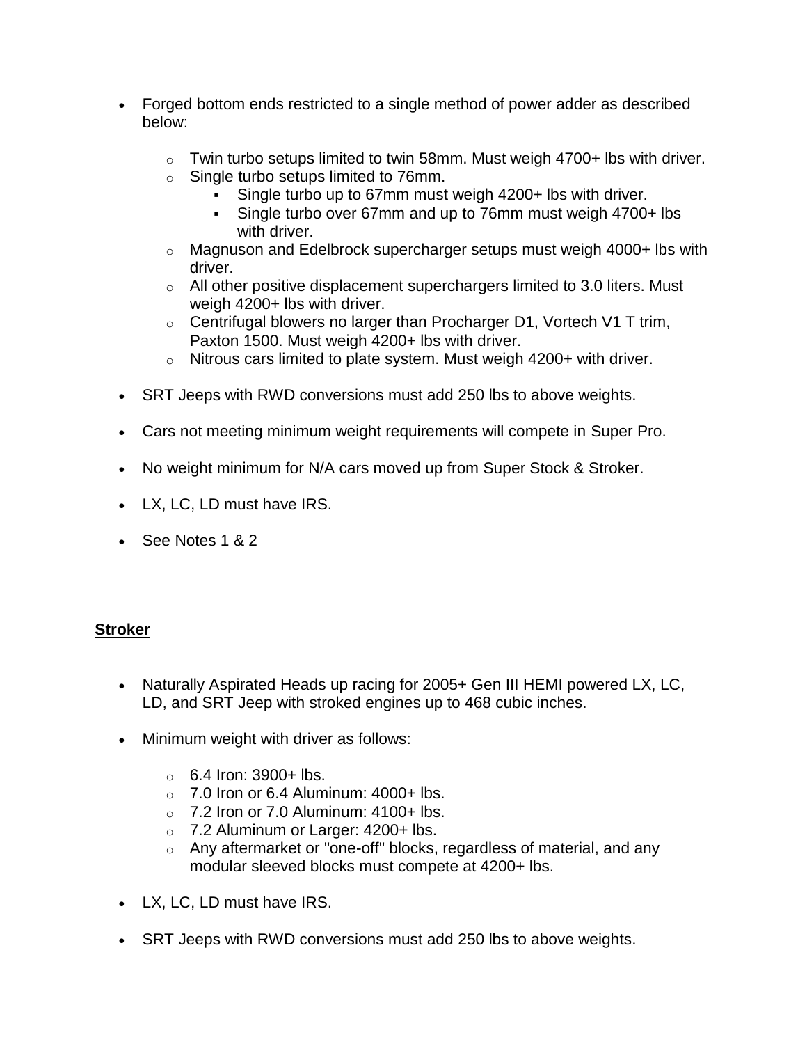- Forged bottom ends restricted to a single method of power adder as described below:

    - Twin turbo setups limited to twin 58mm. Must weigh 4700+ lbs with driver.
    - Single turbo setups limited to 76mm.
        - Single turbo up to 67mm must weigh 4200+ lbs with driver.
        - Single turbo over 67mm and up to 76mm must weigh 4700+ lbs with driver.
    - Magnuson and Edelbrock supercharger setups must weigh 4000+ lbs with driver.
    - All other positive displacement superchargers limited to 3.0 liters. Must weigh 4200+ lbs with driver.
    - Centrifugal blowers no larger than Procharger D1, Vortech V1 T trim, Paxton 1500. Must weigh 4200+ lbs with driver.
    - Nitrous cars limited to plate system. Must weigh 4200+ with driver.

- SRT Jeeps with RWD conversions must add 250 lbs to above weights.

- Cars not meeting minimum weight requirements will compete in Super Pro.

- No weight minimum for N/A cars moved up from Super Stock & Stroker.

- LX, LC, LD must have IRS.

- See Notes 1 & 2

## **Stroker**

- Naturally Aspirated Heads up racing for 2005+ Gen III HEMI powered LX, LC, LD, and SRT Jeep with stroked engines up to 468 cubic inches.

- Minimum weight with driver as follows:

    - 6.4 Iron: 3900+ lbs.
    - 7.0 Iron or 6.4 Aluminum: 4000+ lbs.
    - 7.2 Iron or 7.0 Aluminum: 4100+ lbs.
    - 7.2 Aluminum or Larger: 4200+ lbs.
    - Any aftermarket or "one-off" blocks, regardless of material, and any modular sleeved blocks must compete at 4200+ lbs.

- LX, LC, LD must have IRS.

- SRT Jeeps with RWD conversions must add 250 lbs to above weights.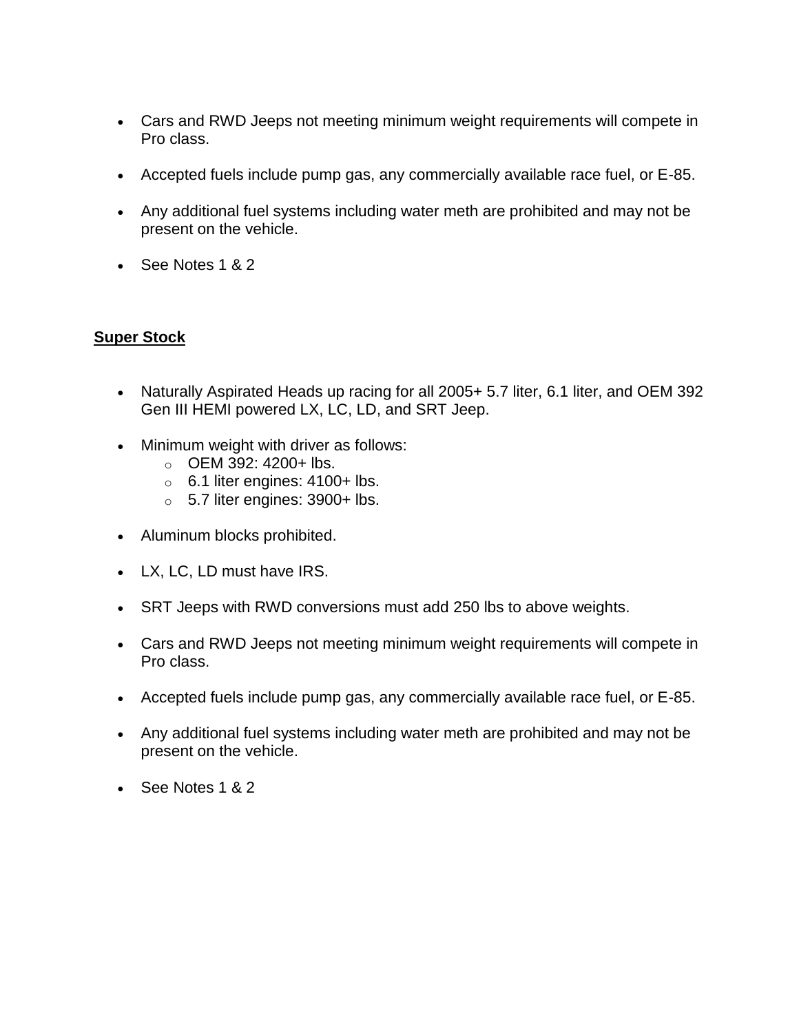- Cars and RWD Jeeps not meeting minimum weight requirements will compete in Pro class.
- Accepted fuels include pump gas, any commercially available race fuel, or E-85.
- Any additional fuel systems including water meth are prohibited and may not be present on the vehicle.
- See Notes 1 & 2

## **Super Stock**

- Naturally Aspirated Heads up racing for all 2005+ 5.7 liter, 6.1 liter, and OEM 392 Gen III HEMI powered LX, LC, LD, and SRT Jeep.
- Minimum weight with driver as follows:
  - OEM 392: 4200+ lbs.
  - 6.1 liter engines: 4100+ lbs.
  - 5.7 liter engines: 3900+ lbs.
- Aluminum blocks prohibited.
- LX, LC, LD must have IRS.
- SRT Jeeps with RWD conversions must add 250 lbs to above weights.
- Cars and RWD Jeeps not meeting minimum weight requirements will compete in Pro class.
- Accepted fuels include pump gas, any commercially available race fuel, or E-85.
- Any additional fuel systems including water meth are prohibited and may not be present on the vehicle.
- See Notes 1 & 2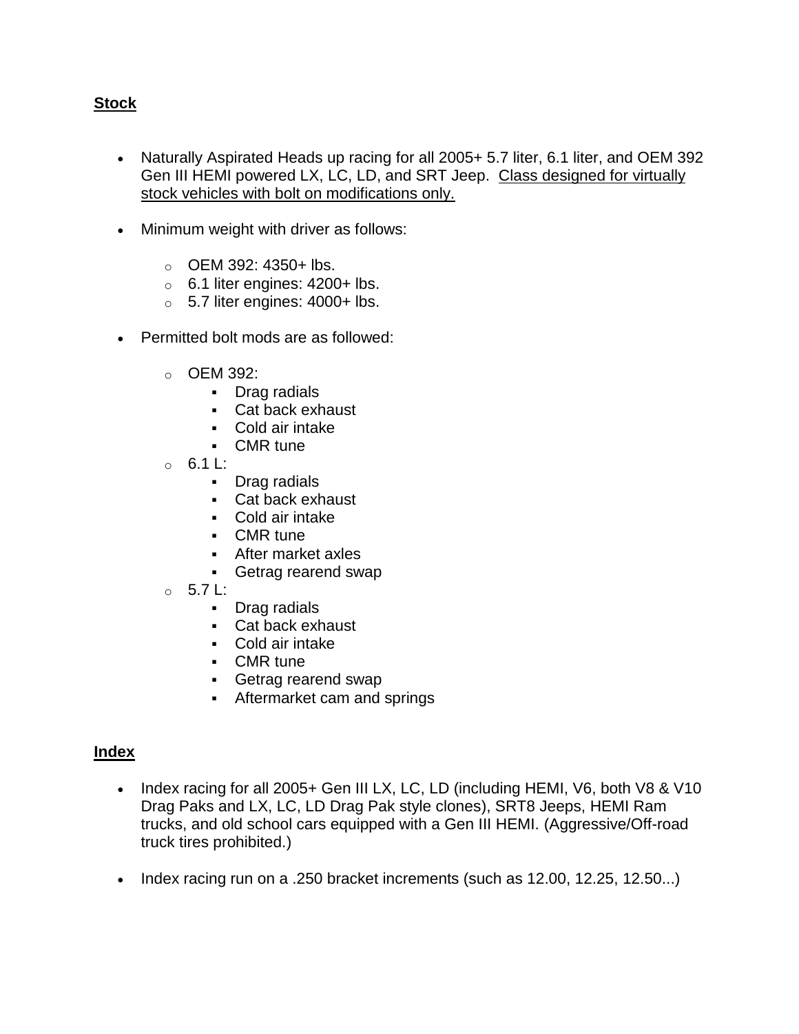**<u>Stock</u>**

- Naturally Aspirated Heads up racing for all 2005+ 5.7 liter, 6.1 liter, and OEM 392 Gen III HEMI powered LX, LC, LD, and SRT Jeep. <u>Class designed for virtually stock vehicles with bolt on modifications only.</u>

- Minimum weight with driver as follows:

    - OEM 392: 4350+ lbs.
    - 6.1 liter engines: 4200+ lbs.
    - 5.7 liter engines: 4000+ lbs.

- Permitted bolt mods are as followed:

    - OEM 392:
        - Drag radials
        - Cat back exhaust
        - Cold air intake
        - CMR tune
    - 6.1 L:
        - Drag radials
        - Cat back exhaust
        - Cold air intake
        - CMR tune
        - After market axles
        - Getrag rearend swap
    - 5.7 L:
        - Drag radials
        - Cat back exhaust
        - Cold air intake
        - CMR tune
        - Getrag rearend swap
        - Aftermarket cam and springs

**<u>Index</u>**

- Index racing for all 2005+ Gen III LX, LC, LD (including HEMI, V6, both V8 & V10 Drag Paks and LX, LC, LD Drag Pak style clones), SRT8 Jeeps, HEMI Ram trucks, and old school cars equipped with a Gen III HEMI. (Aggressive/Off-road truck tires prohibited.)

- Index racing run on a .250 bracket increments (such as 12.00, 12.25, 12.50...)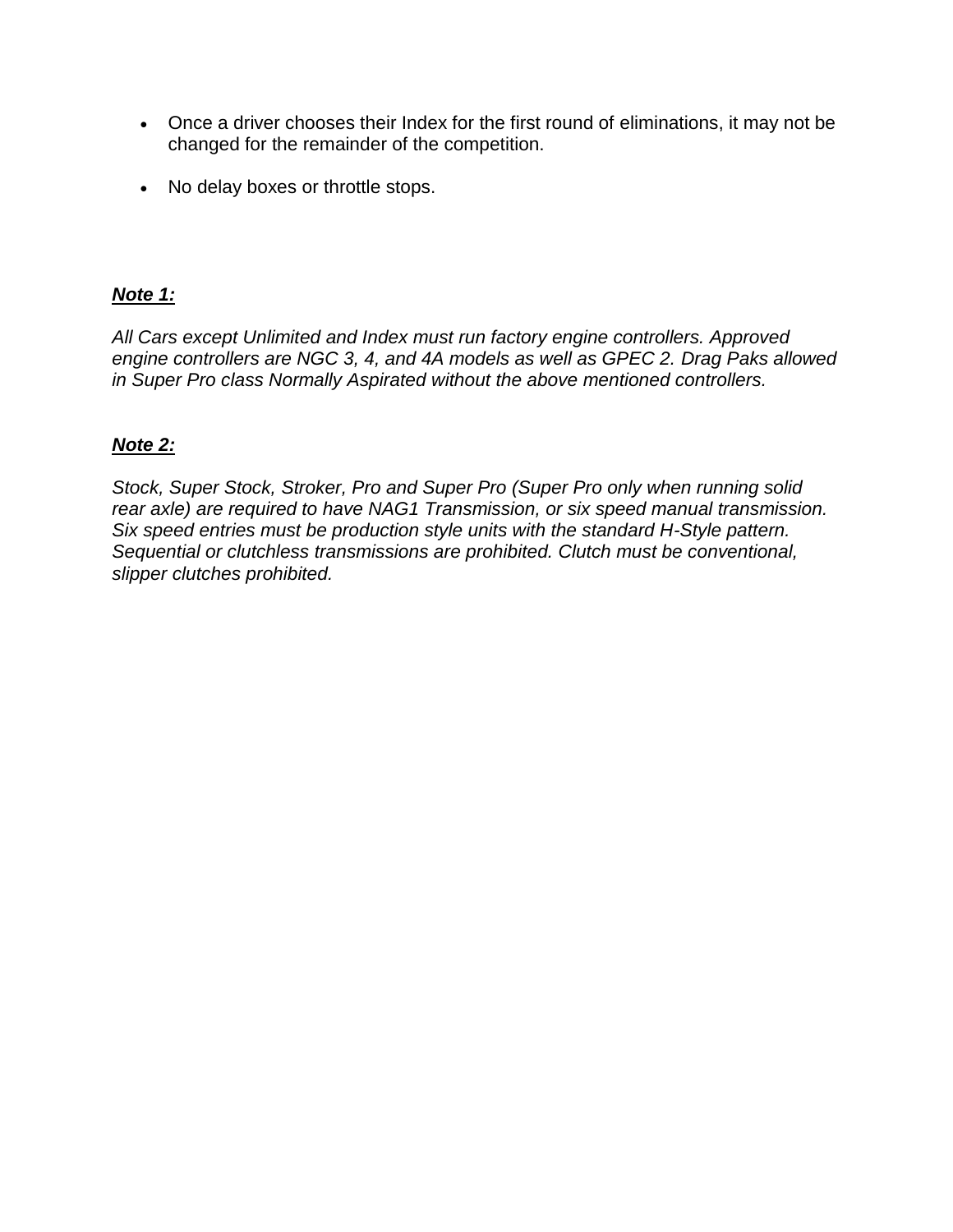- Once a driver chooses their Index for the first round of eliminations, it may not be changed for the remainder of the competition.

- No delay boxes or throttle stops.

***Note 1:***

*All Cars except Unlimited and Index must run factory engine controllers. Approved engine controllers are NGC 3, 4, and 4A models as well as GPEC 2. Drag Paks allowed in Super Pro class Normally Aspirated without the above mentioned controllers.*

***Note 2:***

*Stock, Super Stock, Stroker, Pro and Super Pro (Super Pro only when running solid rear axle) are required to have NAG1 Transmission, or six speed manual transmission. Six speed entries must be production style units with the standard H-Style pattern. Sequential or clutchless transmissions are prohibited. Clutch must be conventional, slipper clutches prohibited.*